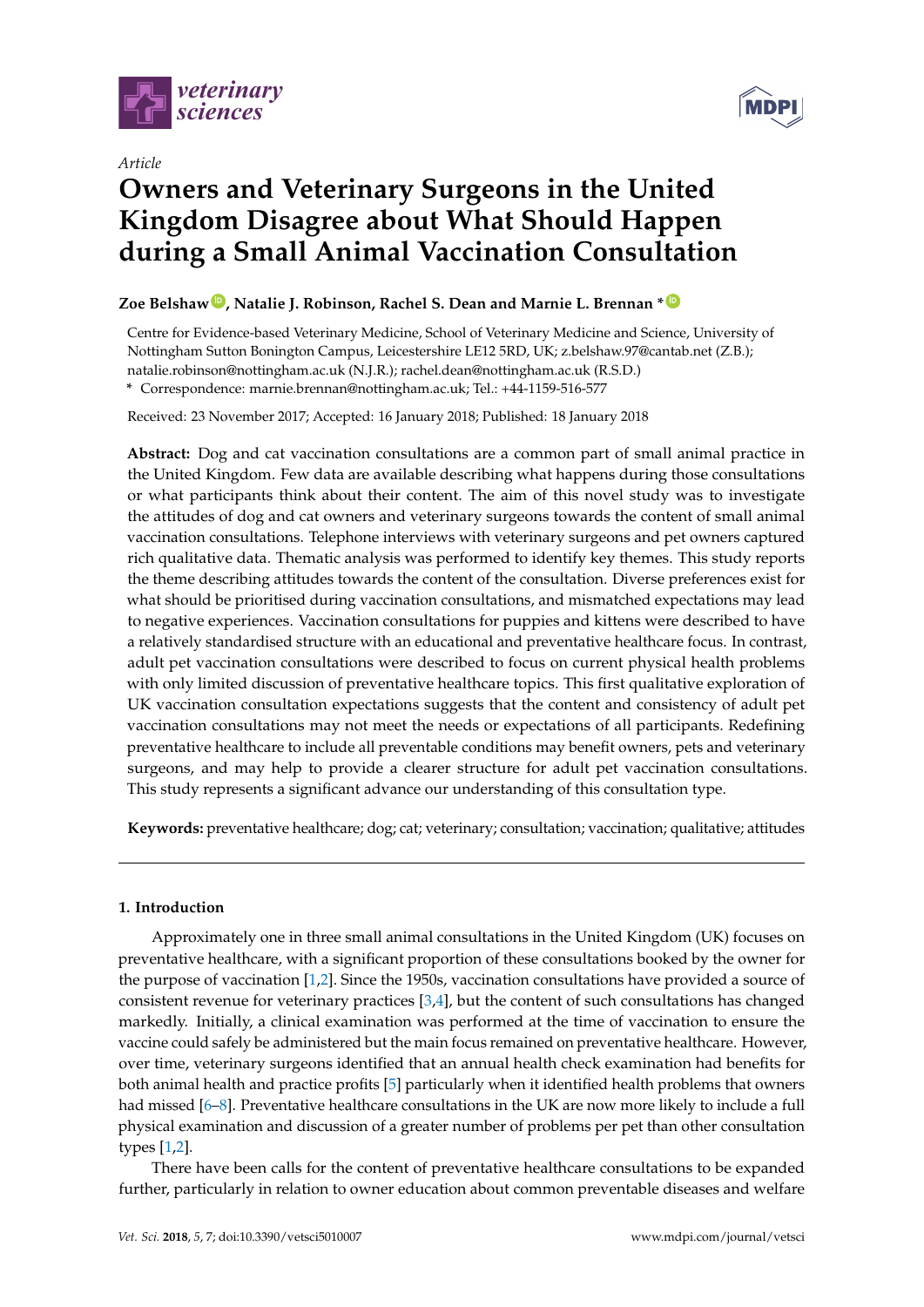*Article*

# Owners and Veterinary Surgeons in the United Kingdom Disagree about What Should Happen during a Small Animal Vaccination Consultation

**Zoe Belshaw, Natalie J. Robinson, Rachel S. Dean and Marnie L. Brennan ***

Centre for Evidence-based Veterinary Medicine, School of Veterinary Medicine and Science, University of Nottingham Sutton Bonington Campus, Leicestershire LE12 5RD, UK; z.belshaw.97@cantab.net (Z.B.); natalie.robinson@nottingham.ac.uk (N.J.R.); rachel.dean@nottingham.ac.uk (R.S.D.)

* Correspondence: marnie.brennan@nottingham.ac.uk; Tel.: +44-1159-516-577

Received: 23 November 2017; Accepted: 16 January 2018; Published: 18 January 2018

**Abstract:** Dog and cat vaccination consultations are a common part of small animal practice in the United Kingdom. Few data are available describing what happens during those consultations or what participants think about their content. The aim of this novel study was to investigate the attitudes of dog and cat owners and veterinary surgeons towards the content of small animal vaccination consultations. Telephone interviews with veterinary surgeons and pet owners captured rich qualitative data. Thematic analysis was performed to identify key themes. This study reports the theme describing attitudes towards the content of the consultation. Diverse preferences exist for what should be prioritised during vaccination consultations, and mismatched expectations may lead to negative experiences. Vaccination consultations for puppies and kittens were described to have a relatively standardised structure with an educational and preventative healthcare focus. In contrast, adult pet vaccination consultations were described to focus on current physical health problems with only limited discussion of preventative healthcare topics. This first qualitative exploration of UK vaccination consultation expectations suggests that the content and consistency of adult pet vaccination consultations may not meet the needs or expectations of all participants. Redefining preventative healthcare to include all preventable conditions may benefit owners, pets and veterinary surgeons, and may help to provide a clearer structure for adult pet vaccination consultations. This study represents a significant advance our understanding of this consultation type.

**Keywords:** preventative healthcare; dog; cat; veterinary; consultation; vaccination; qualitative; attitudes

## 1. Introduction

Approximately one in three small animal consultations in the United Kingdom (UK) focuses on preventative healthcare, with a significant proportion of these consultations booked by the owner for the purpose of vaccination [1,2]. Since the 1950s, vaccination consultations have provided a source of consistent revenue for veterinary practices [3,4], but the content of such consultations has changed markedly. Initially, a clinical examination was performed at the time of vaccination to ensure the vaccine could safely be administered but the main focus remained on preventative healthcare. However, over time, veterinary surgeons identified that an annual health check examination had benefits for both animal health and practice profits [5] particularly when it identified health problems that owners had missed [6–8]. Preventative healthcare consultations in the UK are now more likely to include a full physical examination and discussion of a greater number of problems per pet than other consultation types [1,2].

There have been calls for the content of preventative healthcare consultations to be expanded further, particularly in relation to owner education about common preventable diseases and welfare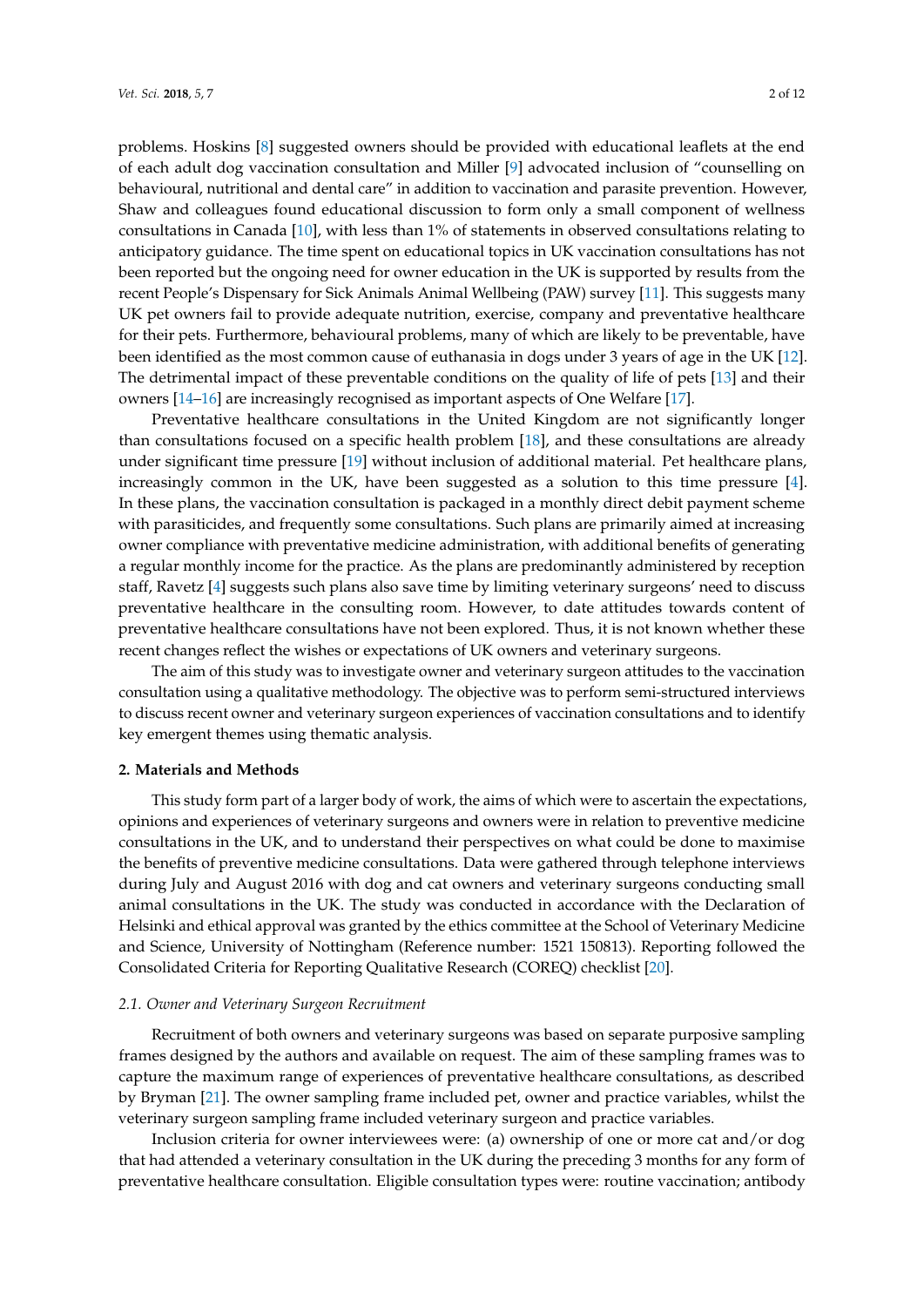problems. Hoskins [8] suggested owners should be provided with educational leaflets at the end of each adult dog vaccination consultation and Miller [9] advocated inclusion of "counselling on behavioural, nutritional and dental care" in addition to vaccination and parasite prevention. However, Shaw and colleagues found educational discussion to form only a small component of wellness consultations in Canada [10], with less than 1% of statements in observed consultations relating to anticipatory guidance. The time spent on educational topics in UK vaccination consultations has not been reported but the ongoing need for owner education in the UK is supported by results from the recent People's Dispensary for Sick Animals Animal Wellbeing (PAW) survey [11]. This suggests many UK pet owners fail to provide adequate nutrition, exercise, company and preventative healthcare for their pets. Furthermore, behavioural problems, many of which are likely to be preventable, have been identified as the most common cause of euthanasia in dogs under 3 years of age in the UK [12]. The detrimental impact of these preventable conditions on the quality of life of pets [13] and their owners [14–16] are increasingly recognised as important aspects of One Welfare [17].

Preventative healthcare consultations in the United Kingdom are not significantly longer than consultations focused on a specific health problem [18], and these consultations are already under significant time pressure [19] without inclusion of additional material. Pet healthcare plans, increasingly common in the UK, have been suggested as a solution to this time pressure [4]. In these plans, the vaccination consultation is packaged in a monthly direct debit payment scheme with parasiticides, and frequently some consultations. Such plans are primarily aimed at increasing owner compliance with preventative medicine administration, with additional benefits of generating a regular monthly income for the practice. As the plans are predominantly administered by reception staff, Ravetz [4] suggests such plans also save time by limiting veterinary surgeons' need to discuss preventative healthcare in the consulting room. However, to date attitudes towards content of preventative healthcare consultations have not been explored. Thus, it is not known whether these recent changes reflect the wishes or expectations of UK owners and veterinary surgeons.

The aim of this study was to investigate owner and veterinary surgeon attitudes to the vaccination consultation using a qualitative methodology. The objective was to perform semi-structured interviews to discuss recent owner and veterinary surgeon experiences of vaccination consultations and to identify key emergent themes using thematic analysis.

## 2. Materials and Methods

This study form part of a larger body of work, the aims of which were to ascertain the expectations, opinions and experiences of veterinary surgeons and owners were in relation to preventive medicine consultations in the UK, and to understand their perspectives on what could be done to maximise the benefits of preventive medicine consultations. Data were gathered through telephone interviews during July and August 2016 with dog and cat owners and veterinary surgeons conducting small animal consultations in the UK. The study was conducted in accordance with the Declaration of Helsinki and ethical approval was granted by the ethics committee at the School of Veterinary Medicine and Science, University of Nottingham (Reference number: 1521 150813). Reporting followed the Consolidated Criteria for Reporting Qualitative Research (COREQ) checklist [20].

### *2.1. Owner and Veterinary Surgeon Recruitment*

Recruitment of both owners and veterinary surgeons was based on separate purposive sampling frames designed by the authors and available on request. The aim of these sampling frames was to capture the maximum range of experiences of preventative healthcare consultations, as described by Bryman [21]. The owner sampling frame included pet, owner and practice variables, whilst the veterinary surgeon sampling frame included veterinary surgeon and practice variables.

Inclusion criteria for owner interviewees were: (a) ownership of one or more cat and/or dog that had attended a veterinary consultation in the UK during the preceding 3 months for any form of preventative healthcare consultation. Eligible consultation types were: routine vaccination; antibody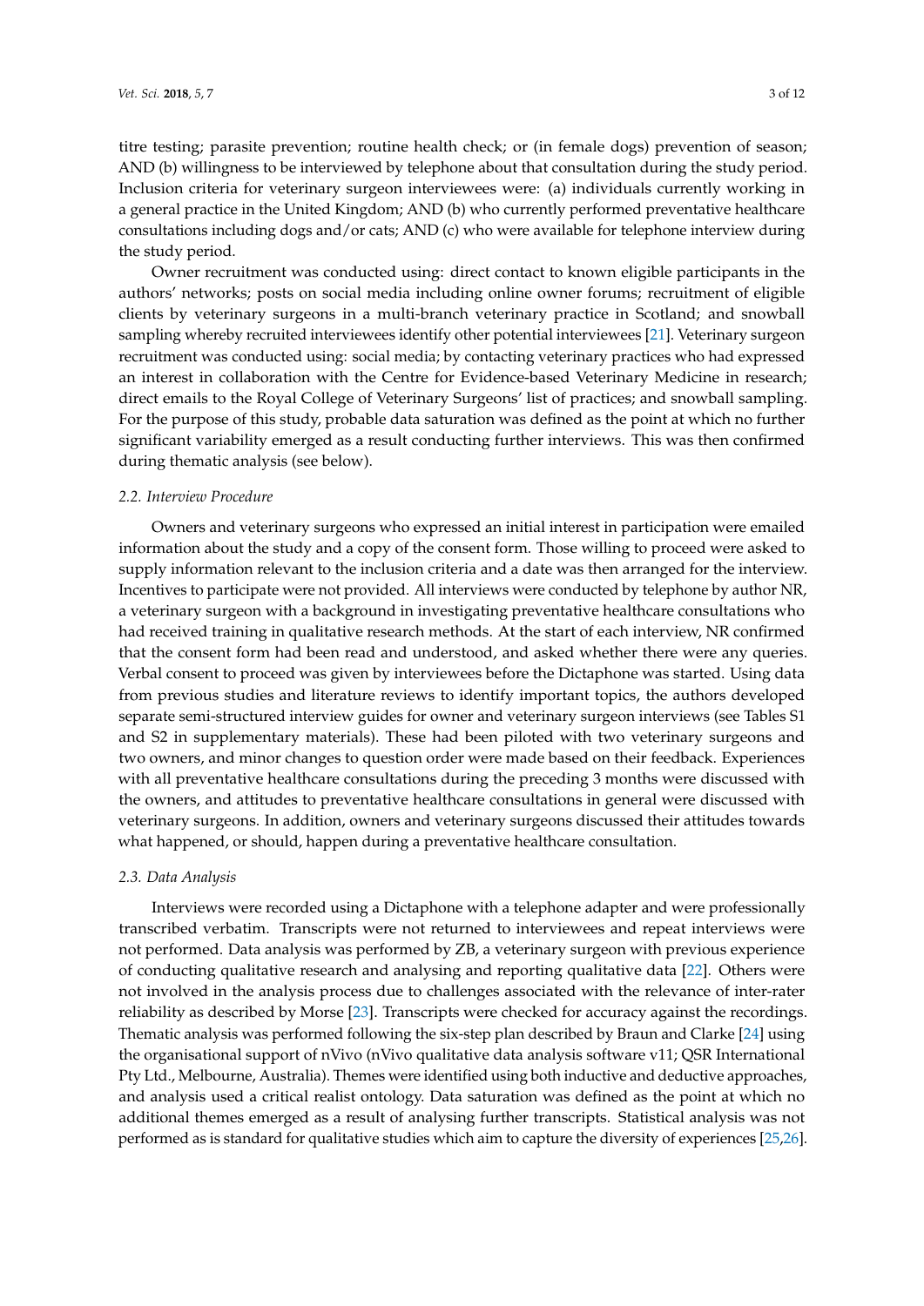titre testing; parasite prevention; routine health check; or (in female dogs) prevention of season; AND (b) willingness to be interviewed by telephone about that consultation during the study period. Inclusion criteria for veterinary surgeon interviewees were: (a) individuals currently working in a general practice in the United Kingdom; AND (b) who currently performed preventative healthcare consultations including dogs and/or cats; AND (c) who were available for telephone interview during the study period.

Owner recruitment was conducted using: direct contact to known eligible participants in the authors' networks; posts on social media including online owner forums; recruitment of eligible clients by veterinary surgeons in a multi-branch veterinary practice in Scotland; and snowball sampling whereby recruited interviewees identify other potential interviewees [21]. Veterinary surgeon recruitment was conducted using: social media; by contacting veterinary practices who had expressed an interest in collaboration with the Centre for Evidence-based Veterinary Medicine in research; direct emails to the Royal College of Veterinary Surgeons' list of practices; and snowball sampling. For the purpose of this study, probable data saturation was defined as the point at which no further significant variability emerged as a result conducting further interviews. This was then confirmed during thematic analysis (see below).

### *2.2. Interview Procedure*

Owners and veterinary surgeons who expressed an initial interest in participation were emailed information about the study and a copy of the consent form. Those willing to proceed were asked to supply information relevant to the inclusion criteria and a date was then arranged for the interview. Incentives to participate were not provided. All interviews were conducted by telephone by author NR, a veterinary surgeon with a background in investigating preventative healthcare consultations who had received training in qualitative research methods. At the start of each interview, NR confirmed that the consent form had been read and understood, and asked whether there were any queries. Verbal consent to proceed was given by interviewees before the Dictaphone was started. Using data from previous studies and literature reviews to identify important topics, the authors developed separate semi-structured interview guides for owner and veterinary surgeon interviews (see Tables S1 and S2 in supplementary materials). These had been piloted with two veterinary surgeons and two owners, and minor changes to question order were made based on their feedback. Experiences with all preventative healthcare consultations during the preceding 3 months were discussed with the owners, and attitudes to preventative healthcare consultations in general were discussed with veterinary surgeons. In addition, owners and veterinary surgeons discussed their attitudes towards what happened, or should, happen during a preventative healthcare consultation.

### *2.3. Data Analysis*

Interviews were recorded using a Dictaphone with a telephone adapter and were professionally transcribed verbatim. Transcripts were not returned to interviewees and repeat interviews were not performed. Data analysis was performed by ZB, a veterinary surgeon with previous experience of conducting qualitative research and analysing and reporting qualitative data [22]. Others were not involved in the analysis process due to challenges associated with the relevance of inter-rater reliability as described by Morse [23]. Transcripts were checked for accuracy against the recordings. Thematic analysis was performed following the six-step plan described by Braun and Clarke [24] using the organisational support of nVivo (nVivo qualitative data analysis software v11; QSR International Pty Ltd., Melbourne, Australia). Themes were identified using both inductive and deductive approaches, and analysis used a critical realist ontology. Data saturation was defined as the point at which no additional themes emerged as a result of analysing further transcripts. Statistical analysis was not performed as is standard for qualitative studies which aim to capture the diversity of experiences [25,26].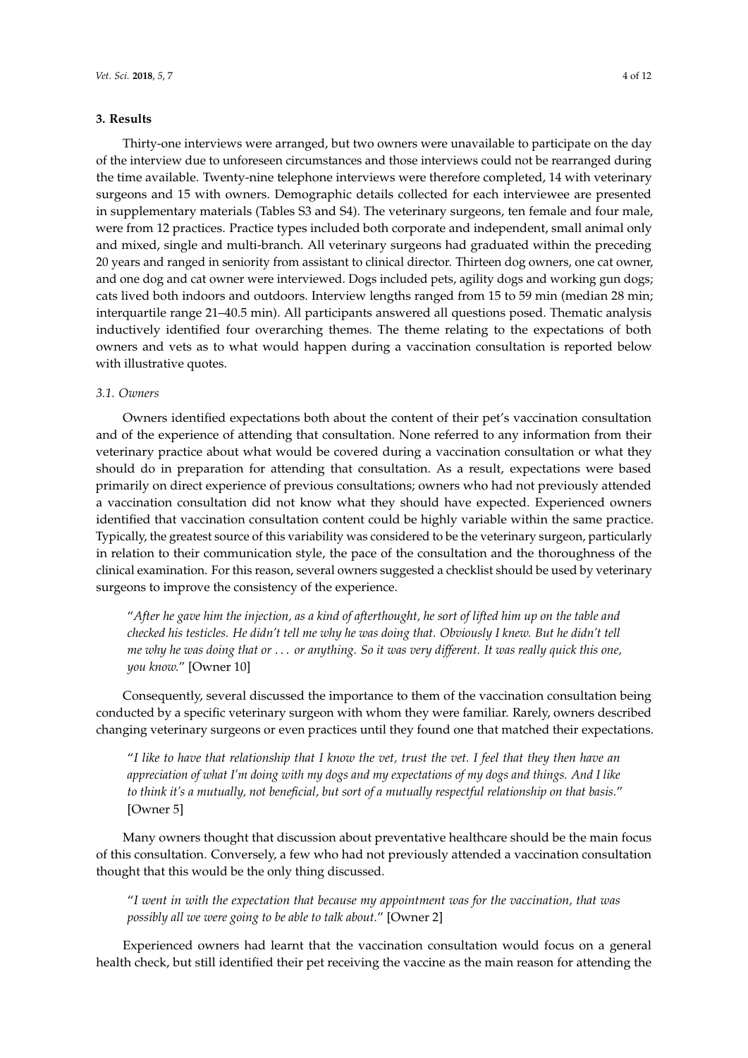## 3. Results

Thirty-one interviews were arranged, but two owners were unavailable to participate on the day of the interview due to unforeseen circumstances and those interviews could not be rearranged during the time available. Twenty-nine telephone interviews were therefore completed, 14 with veterinary surgeons and 15 with owners. Demographic details collected for each interviewee are presented in supplementary materials (Tables S3 and S4). The veterinary surgeons, ten female and four male, were from 12 practices. Practice types included both corporate and independent, small animal only and mixed, single and multi-branch. All veterinary surgeons had graduated within the preceding 20 years and ranged in seniority from assistant to clinical director. Thirteen dog owners, one cat owner, and one dog and cat owner were interviewed. Dogs included pets, agility dogs and working gun dogs; cats lived both indoors and outdoors. Interview lengths ranged from 15 to 59 min (median 28 min; interquartile range 21–40.5 min). All participants answered all questions posed. Thematic analysis inductively identified four overarching themes. The theme relating to the expectations of both owners and vets as to what would happen during a vaccination consultation is reported below with illustrative quotes.

### 3.1. Owners

Owners identified expectations both about the content of their pet's vaccination consultation and of the experience of attending that consultation. None referred to any information from their veterinary practice about what would be covered during a vaccination consultation or what they should do in preparation for attending that consultation. As a result, expectations were based primarily on direct experience of previous consultations; owners who had not previously attended a vaccination consultation did not know what they should have expected. Experienced owners identified that vaccination consultation content could be highly variable within the same practice. Typically, the greatest source of this variability was considered to be the veterinary surgeon, particularly in relation to their communication style, the pace of the consultation and the thoroughness of the clinical examination. For this reason, several owners suggested a checklist should be used by veterinary surgeons to improve the consistency of the experience.

> "*After he gave him the injection, as a kind of afterthought, he sort of lifted him up on the table and checked his testicles. He didn't tell me why he was doing that. Obviously I knew. But he didn't tell me why he was doing that or . . . or anything. So it was very different. It was really quick this one, you know.*" [Owner 10]

Consequently, several discussed the importance to them of the vaccination consultation being conducted by a specific veterinary surgeon with whom they were familiar. Rarely, owners described changing veterinary surgeons or even practices until they found one that matched their expectations.

> "*I like to have that relationship that I know the vet, trust the vet. I feel that they then have an appreciation of what I'm doing with my dogs and my expectations of my dogs and things. And I like to think it's a mutually, not beneficial, but sort of a mutually respectful relationship on that basis.*" [Owner 5]

Many owners thought that discussion about preventative healthcare should be the main focus of this consultation. Conversely, a few who had not previously attended a vaccination consultation thought that this would be the only thing discussed.

> "*I went in with the expectation that because my appointment was for the vaccination, that was possibly all we were going to be able to talk about.*" [Owner 2]

Experienced owners had learnt that the vaccination consultation would focus on a general health check, but still identified their pet receiving the vaccine as the main reason for attending the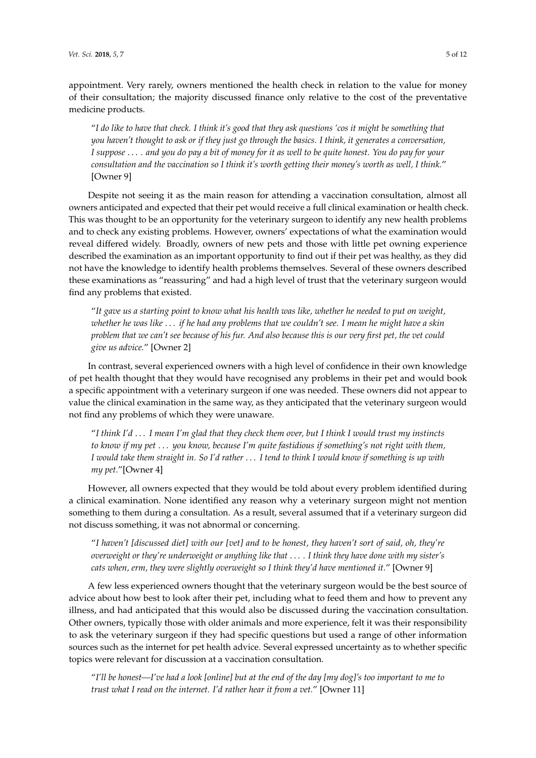appointment. Very rarely, owners mentioned the health check in relation to the value for money of their consultation; the majority discussed finance only relative to the cost of the preventative medicine products.

> "*I do like to have that check. I think it's good that they ask questions 'cos it might be something that you haven't thought to ask or if they just go through the basics. I think, it generates a conversation, I suppose . . . . and you do pay a bit of money for it as well to be quite honest. You do pay for your consultation and the vaccination so I think it's worth getting their money's worth as well, I think.*" [Owner 9]

Despite not seeing it as the main reason for attending a vaccination consultation, almost all owners anticipated and expected that their pet would receive a full clinical examination or health check. This was thought to be an opportunity for the veterinary surgeon to identify any new health problems and to check any existing problems. However, owners' expectations of what the examination would reveal differed widely. Broadly, owners of new pets and those with little pet owning experience described the examination as an important opportunity to find out if their pet was healthy, as they did not have the knowledge to identify health problems themselves. Several of these owners described these examinations as "reassuring" and had a high level of trust that the veterinary surgeon would find any problems that existed.

> "*It gave us a starting point to know what his health was like, whether he needed to put on weight, whether he was like . . . if he had any problems that we couldn't see. I mean he might have a skin problem that we can't see because of his fur. And also because this is our very first pet, the vet could give us advice.*" [Owner 2]

In contrast, several experienced owners with a high level of confidence in their own knowledge of pet health thought that they would have recognised any problems in their pet and would book a specific appointment with a veterinary surgeon if one was needed. These owners did not appear to value the clinical examination in the same way, as they anticipated that the veterinary surgeon would not find any problems of which they were unaware.

> "*I think I'd . . . I mean I'm glad that they check them over, but I think I would trust my instincts to know if my pet . . . you know, because I'm quite fastidious if something's not right with them, I would take them straight in. So I'd rather . . . I tend to think I would know if something is up with my pet.*"[Owner 4]

However, all owners expected that they would be told about every problem identified during a clinical examination. None identified any reason why a veterinary surgeon might not mention something to them during a consultation. As a result, several assumed that if a veterinary surgeon did not discuss something, it was not abnormal or concerning.

> "*I haven't [discussed diet] with our [vet] and to be honest, they haven't sort of said, oh, they're overweight or they're underweight or anything like that . . . . I think they have done with my sister's cats when, erm, they were slightly overweight so I think they'd have mentioned it.*" [Owner 9]

A few less experienced owners thought that the veterinary surgeon would be the best source of advice about how best to look after their pet, including what to feed them and how to prevent any illness, and had anticipated that this would also be discussed during the vaccination consultation. Other owners, typically those with older animals and more experience, felt it was their responsibility to ask the veterinary surgeon if they had specific questions but used a range of other information sources such as the internet for pet health advice. Several expressed uncertainty as to whether specific topics were relevant for discussion at a vaccination consultation.

> "*I'll be honest—I've had a look [online] but at the end of the day [my dog]'s too important to me to trust what I read on the internet. I'd rather hear it from a vet.*" [Owner 11]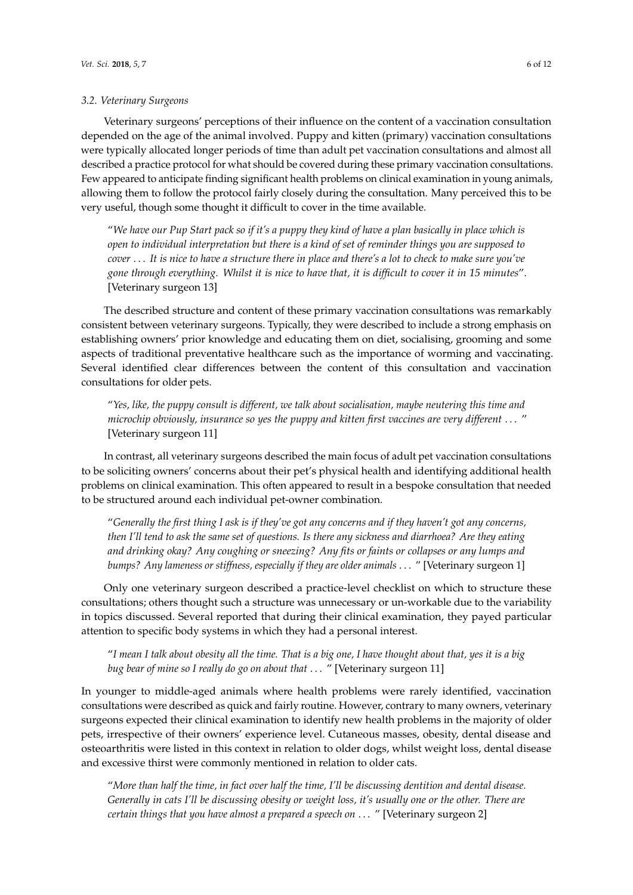### *3.2. Veterinary Surgeons*

Veterinary surgeons' perceptions of their influence on the content of a vaccination consultation depended on the age of the animal involved. Puppy and kitten (primary) vaccination consultations were typically allocated longer periods of time than adult pet vaccination consultations and almost all described a practice protocol for what should be covered during these primary vaccination consultations. Few appeared to anticipate finding significant health problems on clinical examination in young animals, allowing them to follow the protocol fairly closely during the consultation. Many perceived this to be very useful, though some thought it difficult to cover in the time available.

> "*We have our Pup Start pack so if it's a puppy they kind of have a plan basically in place which is open to individual interpretation but there is a kind of set of reminder things you are supposed to cover . . . It is nice to have a structure there in place and there's a lot to check to make sure you've gone through everything. Whilst it is nice to have that, it is difficult to cover it in 15 minutes*". [Veterinary surgeon 13]

The described structure and content of these primary vaccination consultations was remarkably consistent between veterinary surgeons. Typically, they were described to include a strong emphasis on establishing owners' prior knowledge and educating them on diet, socialising, grooming and some aspects of traditional preventative healthcare such as the importance of worming and vaccinating. Several identified clear differences between the content of this consultation and vaccination consultations for older pets.

> "*Yes, like, the puppy consult is different, we talk about socialisation, maybe neutering this time and microchip obviously, insurance so yes the puppy and kitten first vaccines are very different . . .* " [Veterinary surgeon 11]

In contrast, all veterinary surgeons described the main focus of adult pet vaccination consultations to be soliciting owners' concerns about their pet's physical health and identifying additional health problems on clinical examination. This often appeared to result in a bespoke consultation that needed to be structured around each individual pet-owner combination.

> "*Generally the first thing I ask is if they've got any concerns and if they haven't got any concerns, then I'll tend to ask the same set of questions. Is there any sickness and diarrhoea? Are they eating and drinking okay? Any coughing or sneezing? Any fits or faints or collapses or any lumps and bumps? Any lameness or stiffness, especially if they are older animals . . .* " [Veterinary surgeon 1]

Only one veterinary surgeon described a practice-level checklist on which to structure these consultations; others thought such a structure was unnecessary or un-workable due to the variability in topics discussed. Several reported that during their clinical examination, they payed particular attention to specific body systems in which they had a personal interest.

> "*I mean I talk about obesity all the time. That is a big one, I have thought about that, yes it is a big bug bear of mine so I really do go on about that . . .* " [Veterinary surgeon 11]

In younger to middle-aged animals where health problems were rarely identified, vaccination consultations were described as quick and fairly routine. However, contrary to many owners, veterinary surgeons expected their clinical examination to identify new health problems in the majority of older pets, irrespective of their owners' experience level. Cutaneous masses, obesity, dental disease and osteoarthritis were listed in this context in relation to older dogs, whilst weight loss, dental disease and excessive thirst were commonly mentioned in relation to older cats.

> "*More than half the time, in fact over half the time, I'll be discussing dentition and dental disease. Generally in cats I'll be discussing obesity or weight loss, it's usually one or the other. There are certain things that you have almost a prepared a speech on . . .* " [Veterinary surgeon 2]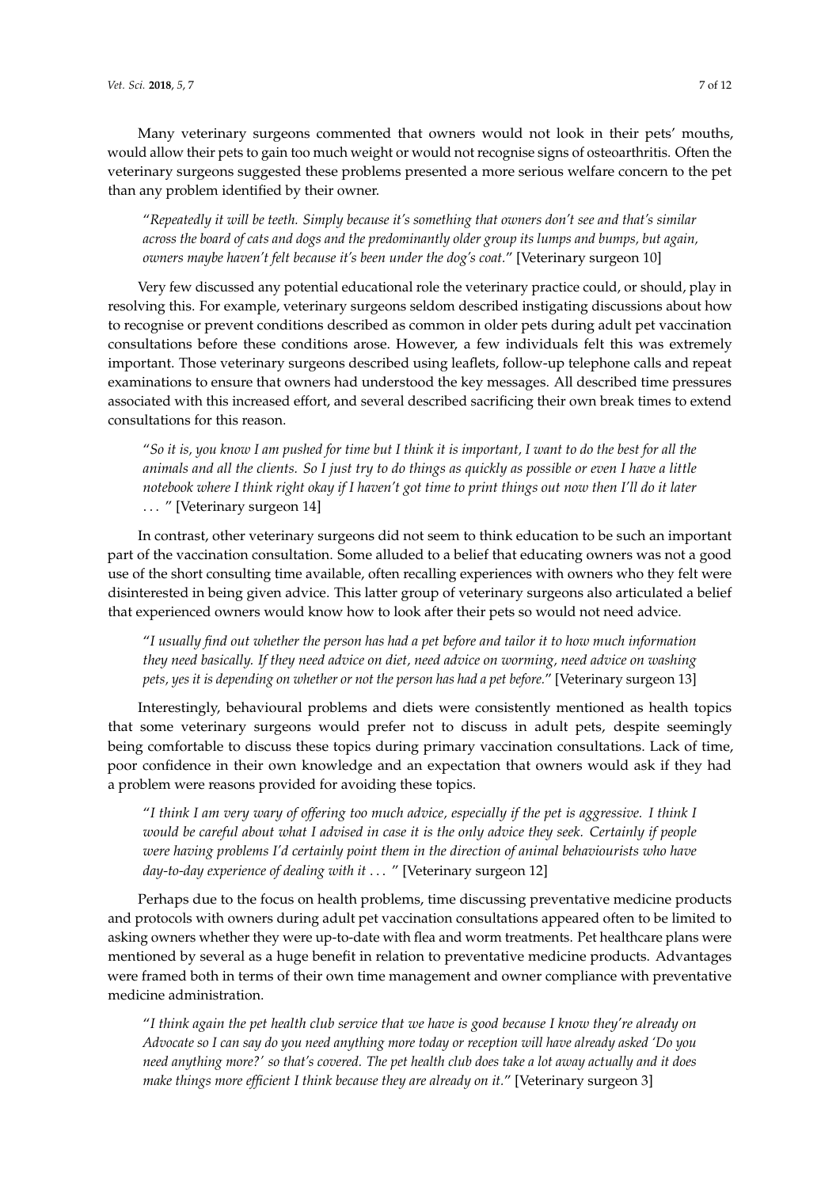Many veterinary surgeons commented that owners would not look in their pets' mouths, would allow their pets to gain too much weight or would not recognise signs of osteoarthritis. Often the veterinary surgeons suggested these problems presented a more serious welfare concern to the pet than any problem identified by their owner.

> "*Repeatedly it will be teeth. Simply because it's something that owners don't see and that's similar across the board of cats and dogs and the predominantly older group its lumps and bumps, but again, owners maybe haven't felt because it's been under the dog's coat.*" [Veterinary surgeon 10]

Very few discussed any potential educational role the veterinary practice could, or should, play in resolving this. For example, veterinary surgeons seldom described instigating discussions about how to recognise or prevent conditions described as common in older pets during adult pet vaccination consultations before these conditions arose. However, a few individuals felt this was extremely important. Those veterinary surgeons described using leaflets, follow-up telephone calls and repeat examinations to ensure that owners had understood the key messages. All described time pressures associated with this increased effort, and several described sacrificing their own break times to extend consultations for this reason.

> "*So it is, you know I am pushed for time but I think it is important, I want to do the best for all the animals and all the clients. So I just try to do things as quickly as possible or even I have a little notebook where I think right okay if I haven't got time to print things out now then I'll do it later* ... " [Veterinary surgeon 14]

In contrast, other veterinary surgeons did not seem to think education to be such an important part of the vaccination consultation. Some alluded to a belief that educating owners was not a good use of the short consulting time available, often recalling experiences with owners who they felt were disinterested in being given advice. This latter group of veterinary surgeons also articulated a belief that experienced owners would know how to look after their pets so would not need advice.

> "*I usually find out whether the person has had a pet before and tailor it to how much information they need basically. If they need advice on diet, need advice on worming, need advice on washing pets, yes it is depending on whether or not the person has had a pet before.*" [Veterinary surgeon 13]

Interestingly, behavioural problems and diets were consistently mentioned as health topics that some veterinary surgeons would prefer not to discuss in adult pets, despite seemingly being comfortable to discuss these topics during primary vaccination consultations. Lack of time, poor confidence in their own knowledge and an expectation that owners would ask if they had a problem were reasons provided for avoiding these topics.

> "*I think I am very wary of offering too much advice, especially if the pet is aggressive. I think I would be careful about what I advised in case it is the only advice they seek. Certainly if people were having problems I'd certainly point them in the direction of animal behaviourists who have day-to-day experience of dealing with it* ... " [Veterinary surgeon 12]

Perhaps due to the focus on health problems, time discussing preventative medicine products and protocols with owners during adult pet vaccination consultations appeared often to be limited to asking owners whether they were up-to-date with flea and worm treatments. Pet healthcare plans were mentioned by several as a huge benefit in relation to preventative medicine products. Advantages were framed both in terms of their own time management and owner compliance with preventative medicine administration.

> "*I think again the pet health club service that we have is good because I know they're already on Advocate so I can say do you need anything more today or reception will have already asked 'Do you need anything more?' so that's covered. The pet health club does take a lot away actually and it does make things more efficient I think because they are already on it.*" [Veterinary surgeon 3]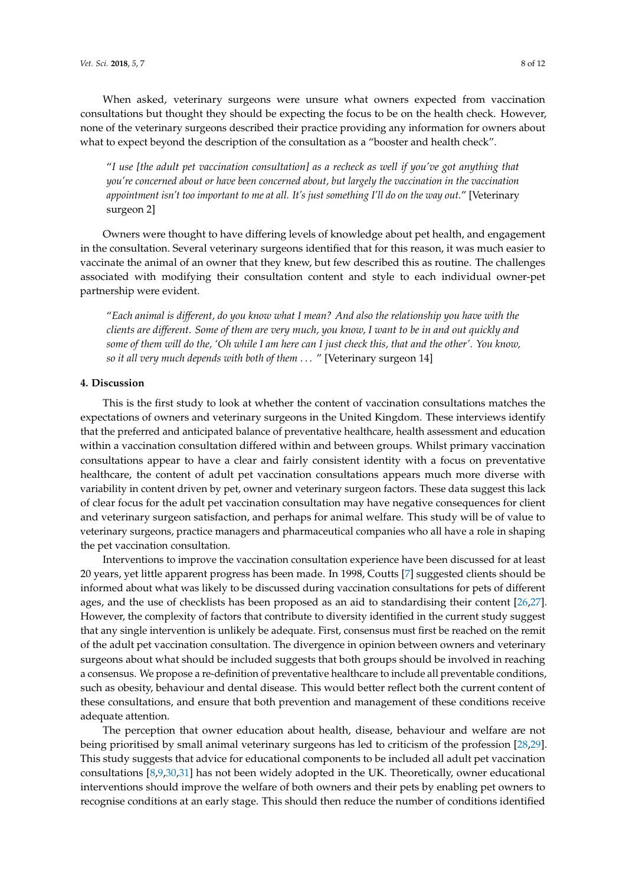When asked, veterinary surgeons were unsure what owners expected from vaccination consultations but thought they should be expecting the focus to be on the health check. However, none of the veterinary surgeons described their practice providing any information for owners about what to expect beyond the description of the consultation as a "booster and health check".

> "*I use [the adult pet vaccination consultation] as a recheck as well if you've got anything that you're concerned about or have been concerned about, but largely the vaccination in the vaccination appointment isn't too important to me at all. It's just something I'll do on the way out.*" [Veterinary surgeon 2]

Owners were thought to have differing levels of knowledge about pet health, and engagement in the consultation. Several veterinary surgeons identified that for this reason, it was much easier to vaccinate the animal of an owner that they knew, but few described this as routine. The challenges associated with modifying their consultation content and style to each individual owner-pet partnership were evident.

> "*Each animal is different, do you know what I mean? And also the relationship you have with the clients are different. Some of them are very much, you know, I want to be in and out quickly and some of them will do the, 'Oh while I am here can I just check this, that and the other'. You know, so it all very much depends with both of them . . .* " [Veterinary surgeon 14]

## 4. Discussion

This is the first study to look at whether the content of vaccination consultations matches the expectations of owners and veterinary surgeons in the United Kingdom. These interviews identify that the preferred and anticipated balance of preventative healthcare, health assessment and education within a vaccination consultation differed within and between groups. Whilst primary vaccination consultations appear to have a clear and fairly consistent identity with a focus on preventative healthcare, the content of adult pet vaccination consultations appears much more diverse with variability in content driven by pet, owner and veterinary surgeon factors. These data suggest this lack of clear focus for the adult pet vaccination consultation may have negative consequences for client and veterinary surgeon satisfaction, and perhaps for animal welfare. This study will be of value to veterinary surgeons, practice managers and pharmaceutical companies who all have a role in shaping the pet vaccination consultation.

Interventions to improve the vaccination consultation experience have been discussed for at least 20 years, yet little apparent progress has been made. In 1998, Coutts [7] suggested clients should be informed about what was likely to be discussed during vaccination consultations for pets of different ages, and the use of checklists has been proposed as an aid to standardising their content [26,27]. However, the complexity of factors that contribute to diversity identified in the current study suggest that any single intervention is unlikely be adequate. First, consensus must first be reached on the remit of the adult pet vaccination consultation. The divergence in opinion between owners and veterinary surgeons about what should be included suggests that both groups should be involved in reaching a consensus. We propose a re-definition of preventative healthcare to include all preventable conditions, such as obesity, behaviour and dental disease. This would better reflect both the current content of these consultations, and ensure that both prevention and management of these conditions receive adequate attention.

The perception that owner education about health, disease, behaviour and welfare are not being prioritised by small animal veterinary surgeons has led to criticism of the profession [28,29]. This study suggests that advice for educational components to be included all adult pet vaccination consultations [8,9,30,31] has not been widely adopted in the UK. Theoretically, owner educational interventions should improve the welfare of both owners and their pets by enabling pet owners to recognise conditions at an early stage. This should then reduce the number of conditions identified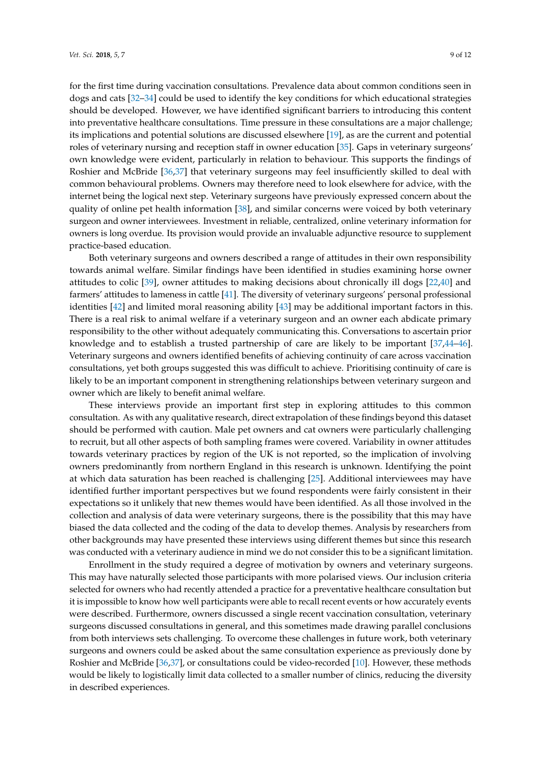for the first time during vaccination consultations. Prevalence data about common conditions seen in dogs and cats [32–34] could be used to identify the key conditions for which educational strategies should be developed. However, we have identified significant barriers to introducing this content into preventative healthcare consultations. Time pressure in these consultations are a major challenge; its implications and potential solutions are discussed elsewhere [19], as are the current and potential roles of veterinary nursing and reception staff in owner education [35]. Gaps in veterinary surgeons' own knowledge were evident, particularly in relation to behaviour. This supports the findings of Roshier and McBride [36,37] that veterinary surgeons may feel insufficiently skilled to deal with common behavioural problems. Owners may therefore need to look elsewhere for advice, with the internet being the logical next step. Veterinary surgeons have previously expressed concern about the quality of online pet health information [38], and similar concerns were voiced by both veterinary surgeon and owner interviewees. Investment in reliable, centralized, online veterinary information for owners is long overdue. Its provision would provide an invaluable adjunctive resource to supplement practice-based education.

Both veterinary surgeons and owners described a range of attitudes in their own responsibility towards animal welfare. Similar findings have been identified in studies examining horse owner attitudes to colic [39], owner attitudes to making decisions about chronically ill dogs [22,40] and farmers' attitudes to lameness in cattle [41]. The diversity of veterinary surgeons' personal professional identities [42] and limited moral reasoning ability [43] may be additional important factors in this. There is a real risk to animal welfare if a veterinary surgeon and an owner each abdicate primary responsibility to the other without adequately communicating this. Conversations to ascertain prior knowledge and to establish a trusted partnership of care are likely to be important [37,44–46]. Veterinary surgeons and owners identified benefits of achieving continuity of care across vaccination consultations, yet both groups suggested this was difficult to achieve. Prioritising continuity of care is likely to be an important component in strengthening relationships between veterinary surgeon and owner which are likely to benefit animal welfare.

These interviews provide an important first step in exploring attitudes to this common consultation. As with any qualitative research, direct extrapolation of these findings beyond this dataset should be performed with caution. Male pet owners and cat owners were particularly challenging to recruit, but all other aspects of both sampling frames were covered. Variability in owner attitudes towards veterinary practices by region of the UK is not reported, so the implication of involving owners predominantly from northern England in this research is unknown. Identifying the point at which data saturation has been reached is challenging [25]. Additional interviewees may have identified further important perspectives but we found respondents were fairly consistent in their expectations so it unlikely that new themes would have been identified. As all those involved in the collection and analysis of data were veterinary surgeons, there is the possibility that this may have biased the data collected and the coding of the data to develop themes. Analysis by researchers from other backgrounds may have presented these interviews using different themes but since this research was conducted with a veterinary audience in mind we do not consider this to be a significant limitation.

Enrollment in the study required a degree of motivation by owners and veterinary surgeons. This may have naturally selected those participants with more polarised views. Our inclusion criteria selected for owners who had recently attended a practice for a preventative healthcare consultation but it is impossible to know how well participants were able to recall recent events or how accurately events were described. Furthermore, owners discussed a single recent vaccination consultation, veterinary surgeons discussed consultations in general, and this sometimes made drawing parallel conclusions from both interviews sets challenging. To overcome these challenges in future work, both veterinary surgeons and owners could be asked about the same consultation experience as previously done by Roshier and McBride [36,37], or consultations could be video-recorded [10]. However, these methods would be likely to logistically limit data collected to a smaller number of clinics, reducing the diversity in described experiences.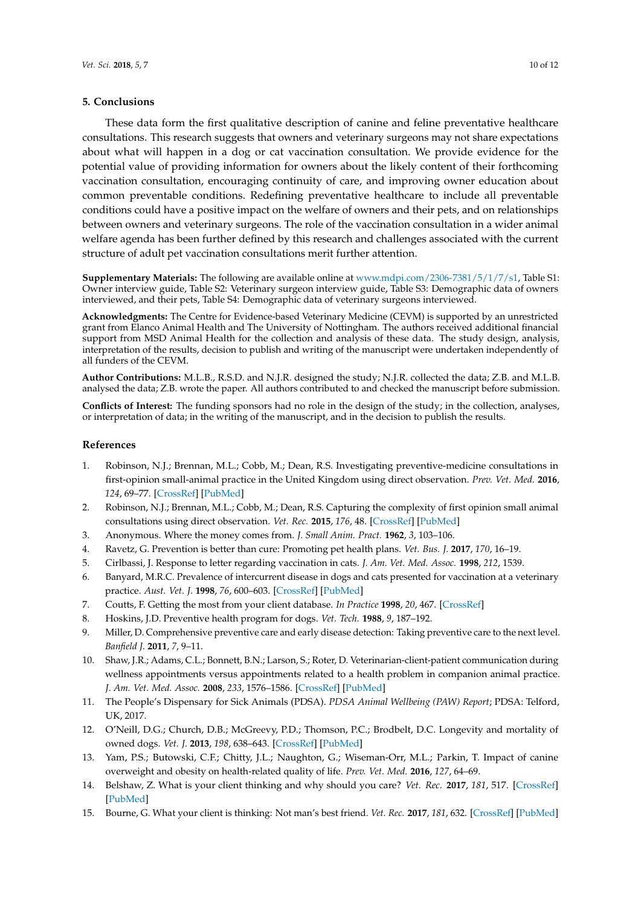## 5. Conclusions

These data form the first qualitative description of canine and feline preventative healthcare consultations. This research suggests that owners and veterinary surgeons may not share expectations about what will happen in a dog or cat vaccination consultation. We provide evidence for the potential value of providing information for owners about the likely content of their forthcoming vaccination consultation, encouraging continuity of care, and improving owner education about common preventable conditions. Redefining preventative healthcare to include all preventable conditions could have a positive impact on the welfare of owners and their pets, and on relationships between owners and veterinary surgeons. The role of the vaccination consultation in a wider animal welfare agenda has been further defined by this research and challenges associated with the current structure of adult pet vaccination consultations merit further attention.

**Supplementary Materials:** The following are available online at www.mdpi.com/2306-7381/5/1/7/s1, Table S1: Owner interview guide, Table S2: Veterinary surgeon interview guide, Table S3: Demographic data of owners interviewed, and their pets, Table S4: Demographic data of veterinary surgeons interviewed.

**Acknowledgments:** The Centre for Evidence-based Veterinary Medicine (CEVM) is supported by an unrestricted grant from Elanco Animal Health and The University of Nottingham. The authors received additional financial support from MSD Animal Health for the collection and analysis of these data. The study design, analysis, interpretation of the results, decision to publish and writing of the manuscript were undertaken independently of all funders of the CEVM.

**Author Contributions:** M.L.B., R.S.D. and N.J.R. designed the study; N.J.R. collected the data; Z.B. and M.L.B. analysed the data; Z.B. wrote the paper. All authors contributed to and checked the manuscript before submission.

**Conflicts of Interest:** The funding sponsors had no role in the design of the study; in the collection, analyses, or interpretation of data; in the writing of the manuscript, and in the decision to publish the results.

## References

1. Robinson, N.J.; Brennan, M.L.; Cobb, M.; Dean, R.S. Investigating preventive-medicine consultations in first-opinion small-animal practice in the United Kingdom using direct observation. *Prev. Vet. Med.* **2016**, *124*, 69–77. [CrossRef] [PubMed]
2. Robinson, N.J.; Brennan, M.L.; Cobb, M.; Dean, R.S. Capturing the complexity of first opinion small animal consultations using direct observation. *Vet. Rec.* **2015**, *176*, 48. [CrossRef] [PubMed]
3. Anonymous. Where the money comes from. *J. Small Anim. Pract.* **1962**, *3*, 103–106.
4. Ravetz, G. Prevention is better than cure: Promoting pet health plans. *Vet. Bus. J.* **2017**, *170*, 16–19.
5. Cirlbassi, J. Response to letter regarding vaccination in cats. *J. Am. Vet. Med. Assoc.* **1998**, *212*, 1539.
6. Banyard, M.R.C. Prevalence of intercurrent disease in dogs and cats presented for vaccination at a veterinary practice. *Aust. Vet. J.* **1998**, *76*, 600–603. [CrossRef] [PubMed]
7. Coutts, F. Getting the most from your client database. *In Practice* **1998**, *20*, 467. [CrossRef]
8. Hoskins, J.D. Preventive health program for dogs. *Vet. Tech.* **1988**, *9*, 187–192.
9. Miller, D. Comprehensive preventive care and early disease detection: Taking preventive care to the next level. *Banfield J.* **2011**, *7*, 9–11.
10. Shaw, J.R.; Adams, C.L.; Bonnett, B.N.; Larson, S.; Roter, D. Veterinarian-client-patient communication during wellness appointments versus appointments related to a health problem in companion animal practice. *J. Am. Vet. Med. Assoc.* **2008**, *233*, 1576–1586. [CrossRef] [PubMed]
11. The People's Dispensary for Sick Animals (PDSA). *PDSA Animal Wellbeing (PAW) Report*; PDSA: Telford, UK, 2017.
12. O'Neill, D.G.; Church, D.B.; McGreevy, P.D.; Thomson, P.C.; Brodbelt, D.C. Longevity and mortality of owned dogs. *Vet. J.* **2013**, *198*, 638–643. [CrossRef] [PubMed]
13. Yam, P.S.; Butowski, C.F.; Chitty, J.L.; Naughton, G.; Wiseman-Orr, M.L.; Parkin, T. Impact of canine overweight and obesity on health-related quality of life. *Prev. Vet. Med.* **2016**, *127*, 64–69.
14. Belshaw, Z. What is your client thinking and why should you care? *Vet. Rec.* **2017**, *181*, 517. [CrossRef] [PubMed]
15. Bourne, G. What your client is thinking: Not man's best friend. *Vet. Rec.* **2017**, *181*, 632. [CrossRef] [PubMed]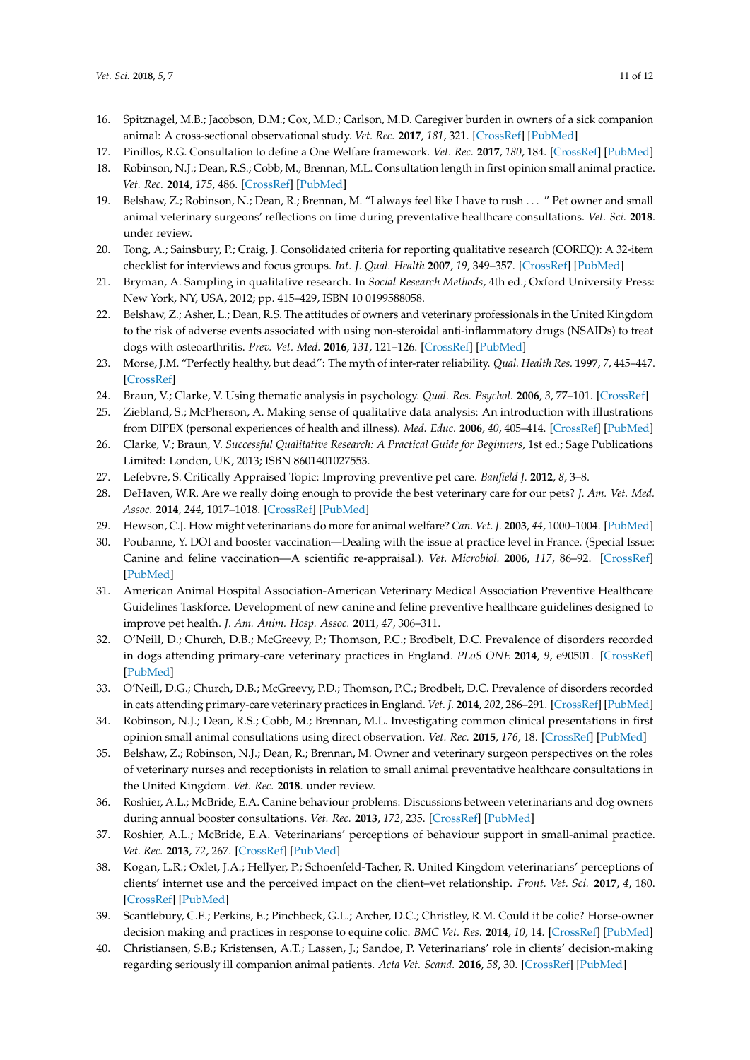16. Spitznagel, M.B.; Jacobson, D.M.; Cox, M.D.; Carlson, M.D. Caregiver burden in owners of a sick companion animal: A cross-sectional observational study. *Vet. Rec.* **2017**, *181*, 321. [CrossRef] [PubMed]
17. Pinillos, R.G. Consultation to define a One Welfare framework. *Vet. Rec.* **2017**, *180*, 184. [CrossRef] [PubMed]
18. Robinson, N.J.; Dean, R.S.; Cobb, M.; Brennan, M.L. Consultation length in first opinion small animal practice. *Vet. Rec.* **2014**, *175*, 486. [CrossRef] [PubMed]
19. Belshaw, Z.; Robinson, N.; Dean, R.; Brennan, M. "I always feel like I have to rush . . . " Pet owner and small animal veterinary surgeons' reflections on time during preventative healthcare consultations. *Vet. Sci.* **2018**. under review.
20. Tong, A.; Sainsbury, P.; Craig, J. Consolidated criteria for reporting qualitative research (COREQ): A 32-item checklist for interviews and focus groups. *Int. J. Qual. Health* **2007**, *19*, 349–357. [CrossRef] [PubMed]
21. Bryman, A. Sampling in qualitative research. In *Social Research Methods*, 4th ed.; Oxford University Press: New York, NY, USA, 2012; pp. 415–429, ISBN 10 0199588058.
22. Belshaw, Z.; Asher, L.; Dean, R.S. The attitudes of owners and veterinary professionals in the United Kingdom to the risk of adverse events associated with using non-steroidal anti-inflammatory drugs (NSAIDs) to treat dogs with osteoarthritis. *Prev. Vet. Med.* **2016**, *131*, 121–126. [CrossRef] [PubMed]
23. Morse, J.M. "Perfectly healthy, but dead": The myth of inter-rater reliability. *Qual. Health Res.* **1997**, *7*, 445–447. [CrossRef]
24. Braun, V.; Clarke, V. Using thematic analysis in psychology. *Qual. Res. Psychol.* **2006**, *3*, 77–101. [CrossRef]
25. Ziebland, S.; McPherson, A. Making sense of qualitative data analysis: An introduction with illustrations from DIPEX (personal experiences of health and illness). *Med. Educ.* **2006**, *40*, 405–414. [CrossRef] [PubMed]
26. Clarke, V.; Braun, V. *Successful Qualitative Research: A Practical Guide for Beginners*, 1st ed.; Sage Publications Limited: London, UK, 2013; ISBN 8601401027553.
27. Lefebvre, S. Critically Appraised Topic: Improving preventive pet care. *Banfield J.* **2012**, *8*, 3–8.
28. DeHaven, W.R. Are we really doing enough to provide the best veterinary care for our pets? *J. Am. Vet. Med. Assoc.* **2014**, *244*, 1017–1018. [CrossRef] [PubMed]
29. Hewson, C.J. How might veterinarians do more for animal welfare? *Can. Vet. J.* **2003**, *44*, 1000–1004. [PubMed]
30. Poubanne, Y. DOI and booster vaccination—Dealing with the issue at practice level in France. (Special Issue: Canine and feline vaccination—A scientific re-appraisal.). *Vet. Microbiol.* **2006**, *117*, 86–92. [CrossRef] [PubMed]
31. American Animal Hospital Association-American Veterinary Medical Association Preventive Healthcare Guidelines Taskforce. Development of new canine and feline preventive healthcare guidelines designed to improve pet health. *J. Am. Anim. Hosp. Assoc.* **2011**, *47*, 306–311.
32. O'Neill, D.; Church, D.B.; McGreevy, P.; Thomson, P.C.; Brodbelt, D.C. Prevalence of disorders recorded in dogs attending primary-care veterinary practices in England. *PLoS ONE* **2014**, *9*, e90501. [CrossRef] [PubMed]
33. O'Neill, D.G.; Church, D.B.; McGreevy, P.D.; Thomson, P.C.; Brodbelt, D.C. Prevalence of disorders recorded in cats attending primary-care veterinary practices in England. *Vet. J.* **2014**, *202*, 286–291. [CrossRef] [PubMed]
34. Robinson, N.J.; Dean, R.S.; Cobb, M.; Brennan, M.L. Investigating common clinical presentations in first opinion small animal consultations using direct observation. *Vet. Rec.* **2015**, *176*, 18. [CrossRef] [PubMed]
35. Belshaw, Z.; Robinson, N.J.; Dean, R.; Brennan, M. Owner and veterinary surgeon perspectives on the roles of veterinary nurses and receptionists in relation to small animal preventative healthcare consultations in the United Kingdom. *Vet. Rec.* **2018**. under review.
36. Roshier, A.L.; McBride, E.A. Canine behaviour problems: Discussions between veterinarians and dog owners during annual booster consultations. *Vet. Rec.* **2013**, *172*, 235. [CrossRef] [PubMed]
37. Roshier, A.L.; McBride, E.A. Veterinarians' perceptions of behaviour support in small-animal practice. *Vet. Rec.* **2013**, *72*, 267. [CrossRef] [PubMed]
38. Kogan, L.R.; Oxlet, J.A.; Hellyer, P.; Schoenfeld-Tacher, R. United Kingdom veterinarians' perceptions of clients' internet use and the perceived impact on the client–vet relationship. *Front. Vet. Sci.* **2017**, *4*, 180. [CrossRef] [PubMed]
39. Scantlebury, C.E.; Perkins, E.; Pinchbeck, G.L.; Archer, D.C.; Christley, R.M. Could it be colic? Horse-owner decision making and practices in response to equine colic. *BMC Vet. Res.* **2014**, *10*, 14. [CrossRef] [PubMed]
40. Christiansen, S.B.; Kristensen, A.T.; Lassen, J.; Sandoe, P. Veterinarians' role in clients' decision-making regarding seriously ill companion animal patients. *Acta Vet. Scand.* **2016**, *58*, 30. [CrossRef] [PubMed]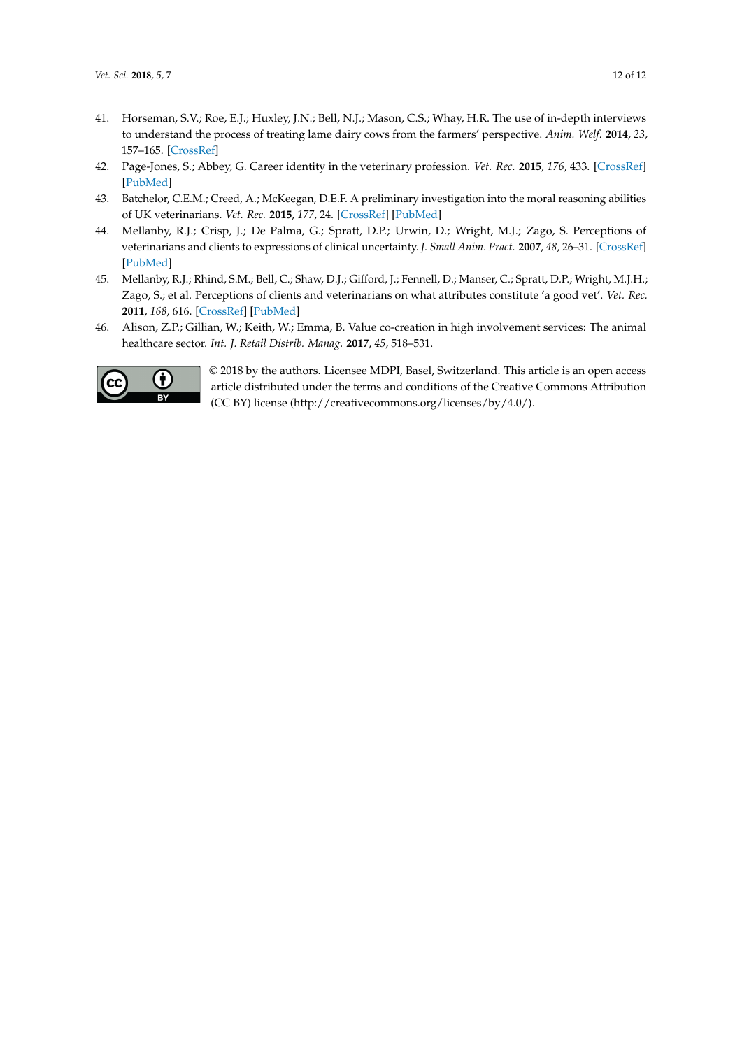41. Horseman, S.V.; Roe, E.J.; Huxley, J.N.; Bell, N.J.; Mason, C.S.; Whay, H.R. The use of in-depth interviews to understand the process of treating lame dairy cows from the farmers' perspective. *Anim. Welf.* **2014**, *23*, 157–165. [CrossRef]
42. Page-Jones, S.; Abbey, G. Career identity in the veterinary profession. *Vet. Rec.* **2015**, *176*, 433. [CrossRef] [PubMed]
43. Batchelor, C.E.M.; Creed, A.; McKeegan, D.E.F. A preliminary investigation into the moral reasoning abilities of UK veterinarians. *Vet. Rec.* **2015**, *177*, 24. [CrossRef] [PubMed]
44. Mellanby, R.J.; Crisp, J.; De Palma, G.; Spratt, D.P.; Urwin, D.; Wright, M.J.; Zago, S. Perceptions of veterinarians and clients to expressions of clinical uncertainty. *J. Small Anim. Pract.* **2007**, *48*, 26–31. [CrossRef] [PubMed]
45. Mellanby, R.J.; Rhind, S.M.; Bell, C.; Shaw, D.J.; Gifford, J.; Fennell, D.; Manser, C.; Spratt, D.P.; Wright, M.J.H.; Zago, S.; et al. Perceptions of clients and veterinarians on what attributes constitute 'a good vet'. *Vet. Rec.* **2011**, *168*, 616. [CrossRef] [PubMed]
46. Alison, Z.P.; Gillian, W.; Keith, W.; Emma, B. Value co-creation in high involvement services: The animal healthcare sector. *Int. J. Retail Distrib. Manag.* **2017**, *45*, 518–531.

© 2018 by the authors. Licensee MDPI, Basel, Switzerland. This article is an open access article distributed under the terms and conditions of the Creative Commons Attribution (CC BY) license (http://creativecommons.org/licenses/by/4.0/).